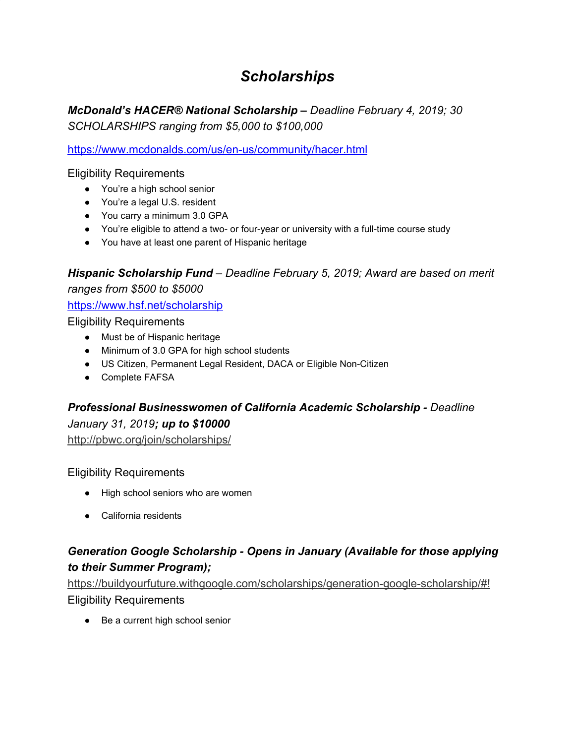# *Scholarships*

***McDonald's HACER® National Scholarship –*** *Deadline February 4, 2019; 30 SCHOLARSHIPS ranging from $5,000 to $100,000*

https://www.mcdonalds.com/us/en-us/community/hacer.html

Eligibility Requirements

- You're a high school senior
- You're a legal U.S. resident
- You carry a minimum 3.0 GPA
- You're eligible to attend a two- or four-year or university with a full-time course study
- You have at least one parent of Hispanic heritage

***Hispanic Scholarship Fund*** *– Deadline February 5, 2019; Award are based on merit ranges from $500 to $5000*

https://www.hsf.net/scholarship

Eligibility Requirements

- Must be of Hispanic heritage
- Minimum of 3.0 GPA for high school students
- US Citizen, Permanent Legal Resident, DACA or Eligible Non-Citizen
- Complete FAFSA

***Professional Businesswomen of California Academic Scholarship -*** *Deadline January 31, 2019****; up to $10000***

http://pbwc.org/join/scholarships/

Eligibility Requirements

- High school seniors who are women
- California residents

***Generation Google Scholarship - Opens in January (Available for those applying to their Summer Program);***

https://buildyourfuture.withgoogle.com/scholarships/generation-google-scholarship/#!

Eligibility Requirements

- Be a current high school senior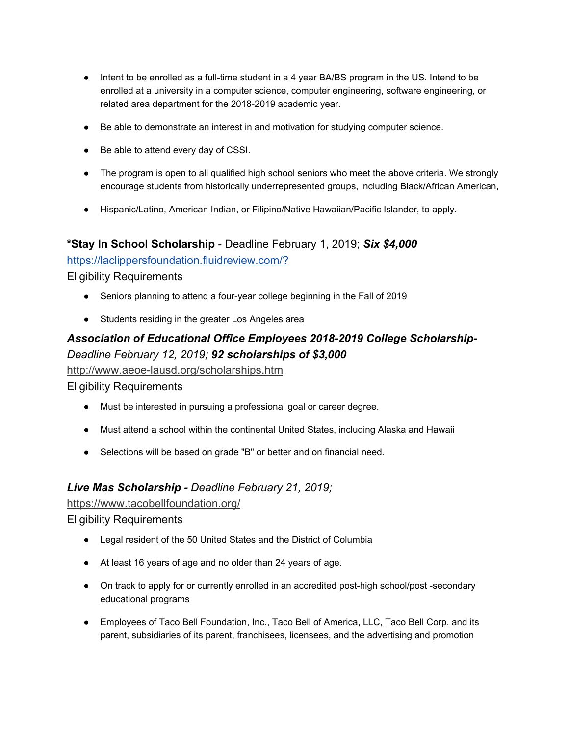- Intent to be enrolled as a full-time student in a 4 year BA/BS program in the US. Intend to be enrolled at a university in a computer science, computer engineering, software engineering, or related area department for the 2018-2019 academic year.
- Be able to demonstrate an interest in and motivation for studying computer science.
- Be able to attend every day of CSSI.
- The program is open to all qualified high school seniors who meet the above criteria. We strongly encourage students from historically underrepresented groups, including Black/African American,
- Hispanic/Latino, American Indian, or Filipino/Native Hawaiian/Pacific Islander, to apply.

**\*Stay In School Scholarship** - Deadline February 1, 2019; ***Six $4,000***

https://laclippersfoundation.fluidreview.com/?

Eligibility Requirements

- Seniors planning to attend a four-year college beginning in the Fall of 2019
- Students residing in the greater Los Angeles area

***Association of Educational Office Employees 2018-2019 College Scholarship-*** *Deadline February 12, 2019;* ***92 scholarships of $3,000***

http://www.aeoe-lausd.org/scholarships.htm

Eligibility Requirements

- Must be interested in pursuing a professional goal or career degree.
- Must attend a school within the continental United States, including Alaska and Hawaii
- Selections will be based on grade "B" or better and on financial need.

***Live Mas Scholarship -*** *Deadline February 21, 2019;*

https://www.tacobellfoundation.org/

Eligibility Requirements

- Legal resident of the 50 United States and the District of Columbia
- At least 16 years of age and no older than 24 years of age.
- On track to apply for or currently enrolled in an accredited post-high school/post -secondary educational programs
- Employees of Taco Bell Foundation, Inc., Taco Bell of America, LLC, Taco Bell Corp. and its parent, subsidiaries of its parent, franchisees, licensees, and the advertising and promotion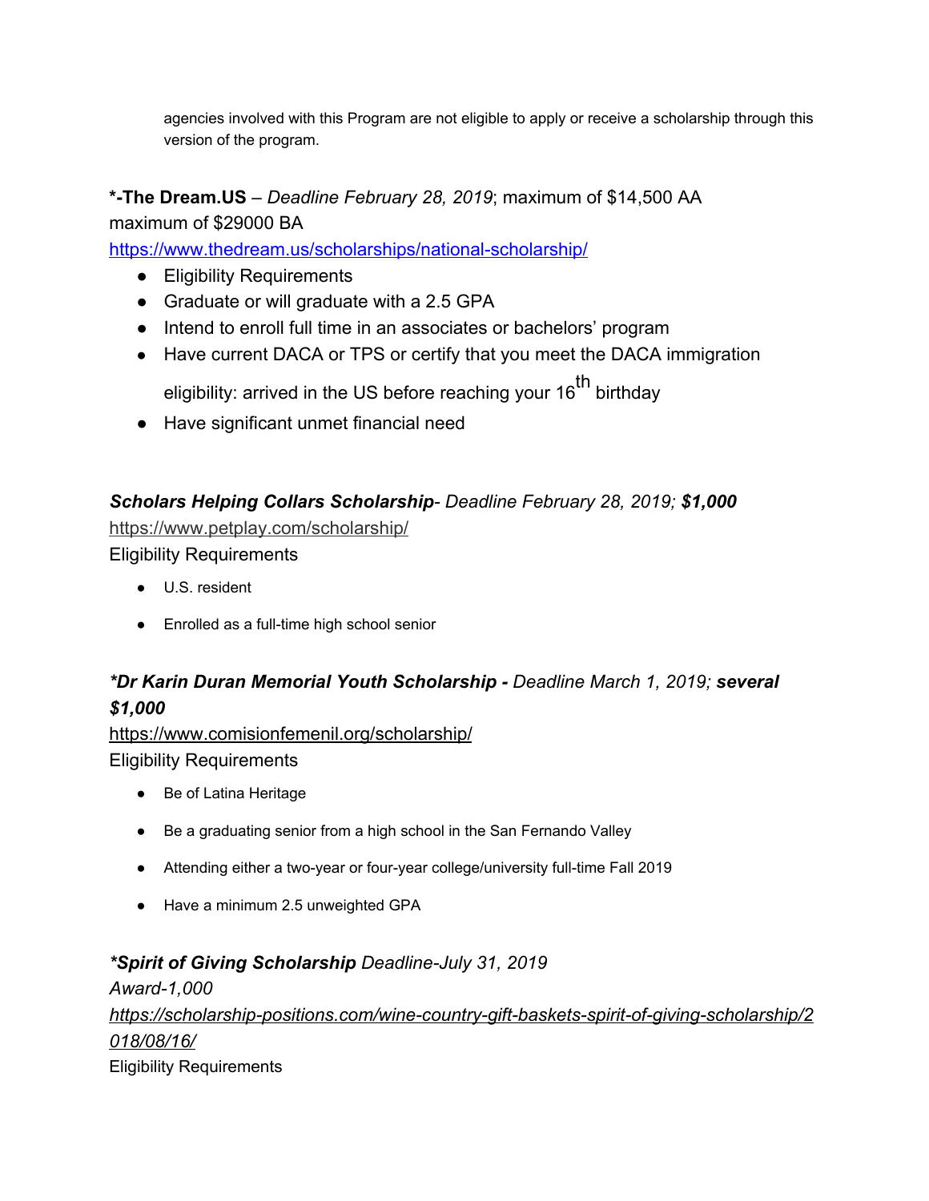agencies involved with this Program are not eligible to apply or receive a scholarship through this version of the program.

**\*-The Dream.US** – *Deadline February 28, 2019*; maximum of $14,500 AA maximum of $29000 BA

https://www.thedream.us/scholarships/national-scholarship/

- Eligibility Requirements
- Graduate or will graduate with a 2.5 GPA
- Intend to enroll full time in an associates or bachelors' program
- Have current DACA or TPS or certify that you meet the DACA immigration eligibility: arrived in the US before reaching your 16th birthday
- Have significant unmet financial need

***Scholars Helping Collars Scholarship**- Deadline February 28, 2019; **$1,000***

https://www.petplay.com/scholarship/

Eligibility Requirements

- U.S. resident
- Enrolled as a full-time high school senior

***\*Dr Karin Duran Memorial Youth Scholarship -** Deadline March 1, 2019; **several $1,000***

https://www.comisionfemenil.org/scholarship/

Eligibility Requirements

- Be of Latina Heritage
- Be a graduating senior from a high school in the San Fernando Valley
- Attending either a two-year or four-year college/university full-time Fall 2019
- Have a minimum 2.5 unweighted GPA

***\*Spirit of Giving Scholarship** Deadline-July 31, 2019*

*Award-1,000*

*https://scholarship-positions.com/wine-country-gift-baskets-spirit-of-giving-scholarship/2018/08/16/*

Eligibility Requirements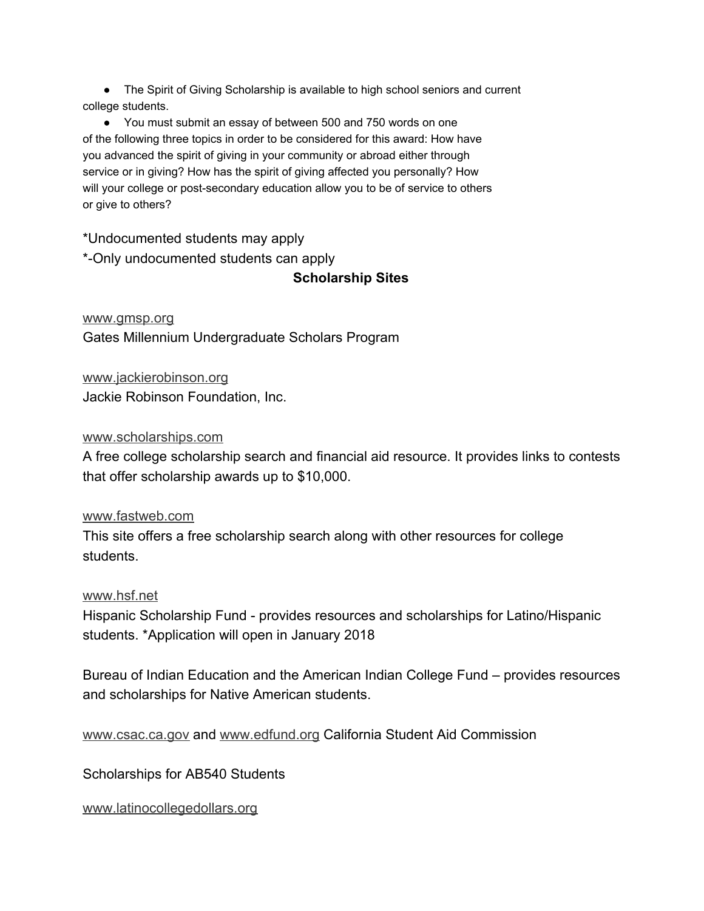- The Spirit of Giving Scholarship is available to high school seniors and current college students.
- You must submit an essay of between 500 and 750 words on one of the following three topics in order to be considered for this award: How have you advanced the spirit of giving in your community or abroad either through service or in giving? How has the spirit of giving affected you personally? How will your college or post-secondary education allow you to be of service to others or give to others?

*Undocumented students may apply

*-Only undocumented students can apply

**Scholarship Sites**

www.gmsp.org
Gates Millennium Undergraduate Scholars Program

www.jackierobinson.org
Jackie Robinson Foundation, Inc.

www.scholarships.com
A free college scholarship search and financial aid resource. It provides links to contests that offer scholarship awards up to $10,000.

www.fastweb.com
This site offers a free scholarship search along with other resources for college students.

www.hsf.net
Hispanic Scholarship Fund - provides resources and scholarships for Latino/Hispanic students. *Application will open in January 2018

Bureau of Indian Education and the American Indian College Fund – provides resources and scholarships for Native American students.

www.csac.ca.gov and www.edfund.org California Student Aid Commission

Scholarships for AB540 Students

www.latinocollegedollars.org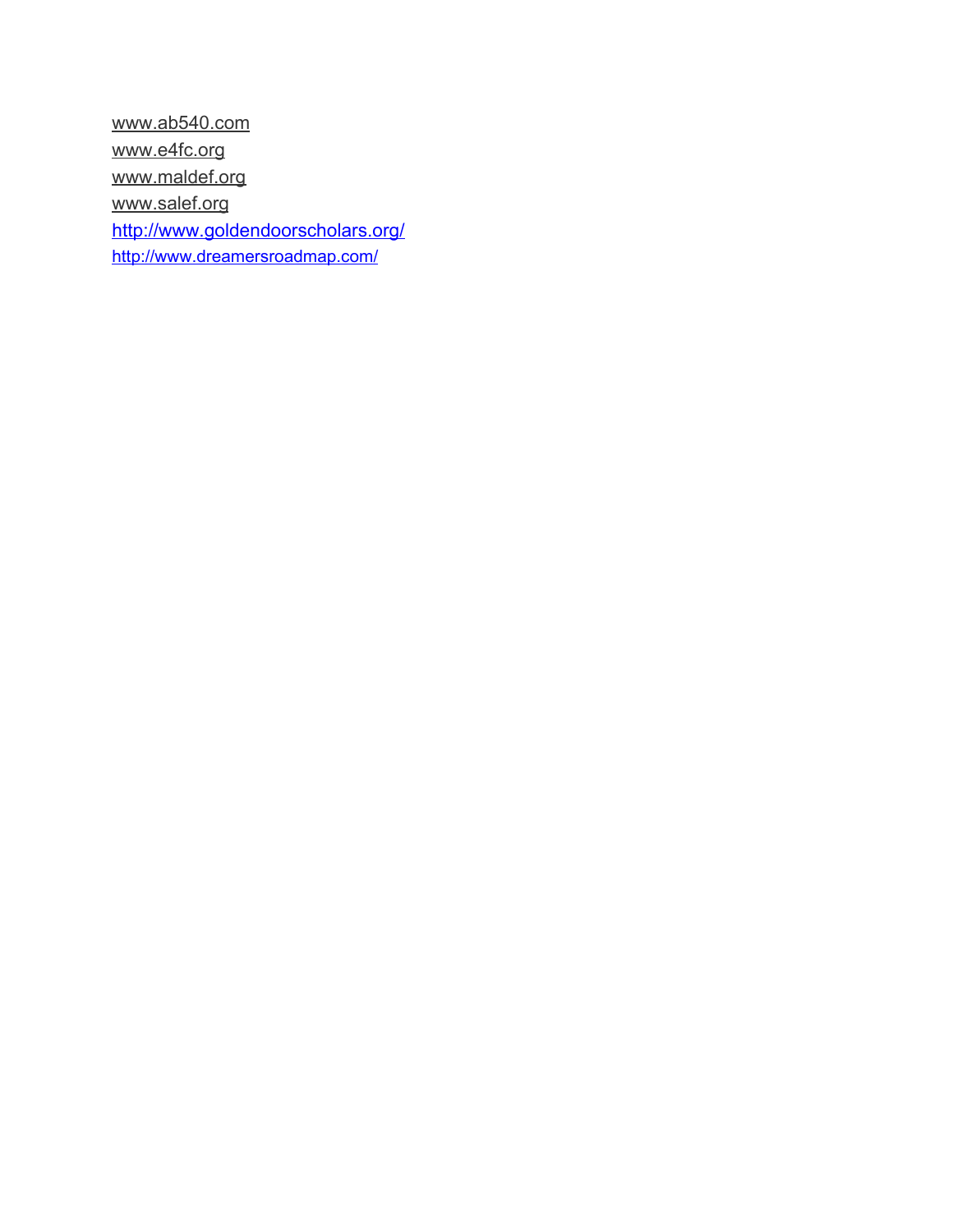www.ab540.com  
www.e4fc.org  
www.maldef.org  
www.salef.org  
http://www.goldendoorscholars.org/  
http://www.dreamersroadmap.com/